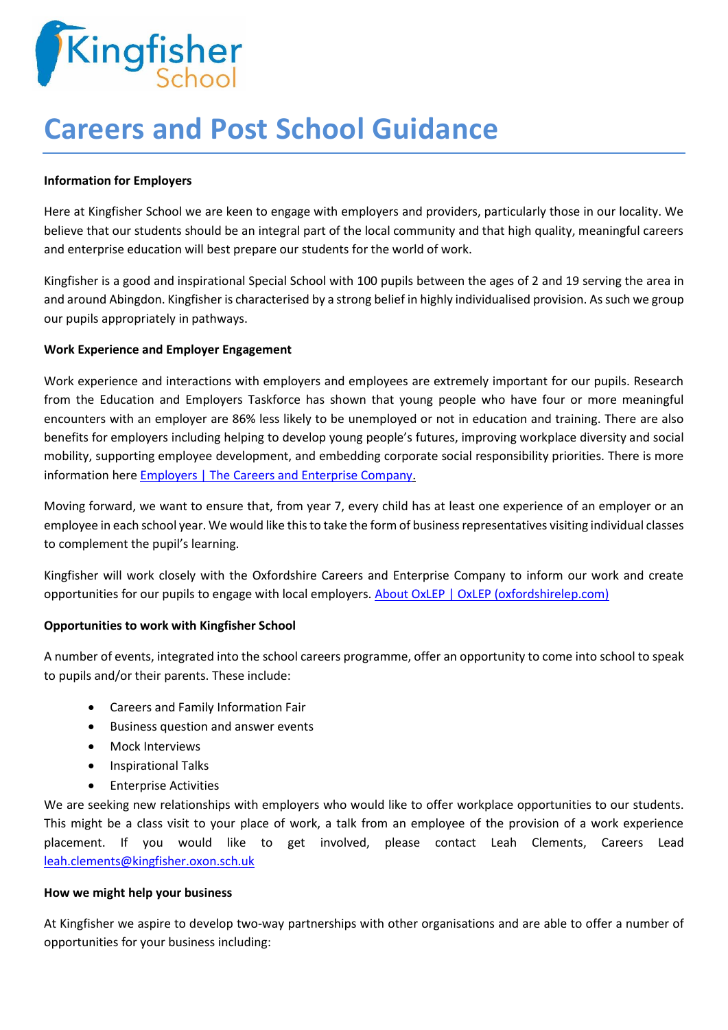Kingfisher School

# Careers and Post School Guidance

**Information for Employers**

Here at Kingfisher School we are keen to engage with employers and providers, particularly those in our locality. We believe that our students should be an integral part of the local community and that high quality, meaningful careers and enterprise education will best prepare our students for the world of work.

Kingfisher is a good and inspirational Special School with 100 pupils between the ages of 2 and 19 serving the area in and around Abingdon. Kingfisher is characterised by a strong belief in highly individualised provision. As such we group our pupils appropriately in pathways.

**Work Experience and Employer Engagement**

Work experience and interactions with employers and employees are extremely important for our pupils. Research from the Education and Employers Taskforce has shown that young people who have four or more meaningful encounters with an employer are 86% less likely to be unemployed or not in education and training. There are also benefits for employers including helping to develop young people's futures, improving workplace diversity and social mobility, supporting employee development, and embedding corporate social responsibility priorities. There is more information here [Employers | The Careers and Enterprise Company.]

Moving forward, we want to ensure that, from year 7, every child has at least one experience of an employer or an employee in each school year. We would like this to take the form of business representatives visiting individual classes to complement the pupil's learning.

Kingfisher will work closely with the Oxfordshire Careers and Enterprise Company to inform our work and create opportunities for our pupils to engage with local employers. [About OxLEP | OxLEP (oxfordshirelep.com)]

**Opportunities to work with Kingfisher School**

A number of events, integrated into the school careers programme, offer an opportunity to come into school to speak to pupils and/or their parents. These include:

- Careers and Family Information Fair
- Business question and answer events
- Mock Interviews
- Inspirational Talks
- Enterprise Activities

We are seeking new relationships with employers who would like to offer workplace opportunities to our students. This might be a class visit to your place of work, a talk from an employee of the provision of a work experience placement. If you would like to get involved, please contact Leah Clements, Careers Lead leah.clements@kingfisher.oxon.sch.uk

**How we might help your business**

At Kingfisher we aspire to develop two-way partnerships with other organisations and are able to offer a number of opportunities for your business including: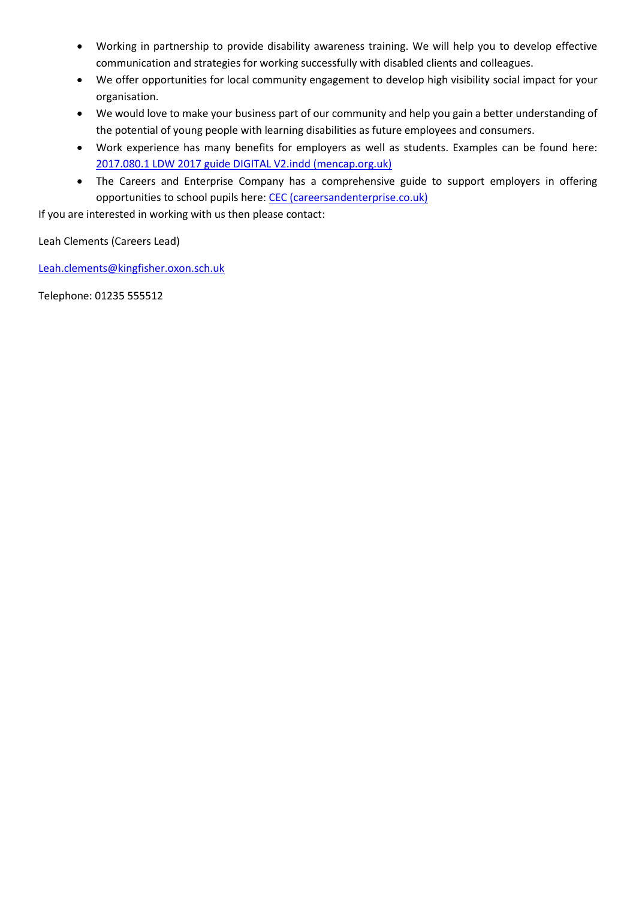- Working in partnership to provide disability awareness training. We will help you to develop effective communication and strategies for working successfully with disabled clients and colleagues.
- We offer opportunities for local community engagement to develop high visibility social impact for your organisation.
- We would love to make your business part of our community and help you gain a better understanding of the potential of young people with learning disabilities as future employees and consumers.
- Work experience has many benefits for employers as well as students. Examples can be found here: 2017.080.1 LDW 2017 guide DIGITAL V2.indd (mencap.org.uk)
- The Careers and Enterprise Company has a comprehensive guide to support employers in offering opportunities to school pupils here: CEC (careersandenterprise.co.uk)

If you are interested in working with us then please contact:

Leah Clements (Careers Lead)

Leah.clements@kingfisher.oxon.sch.uk

Telephone: 01235 555512